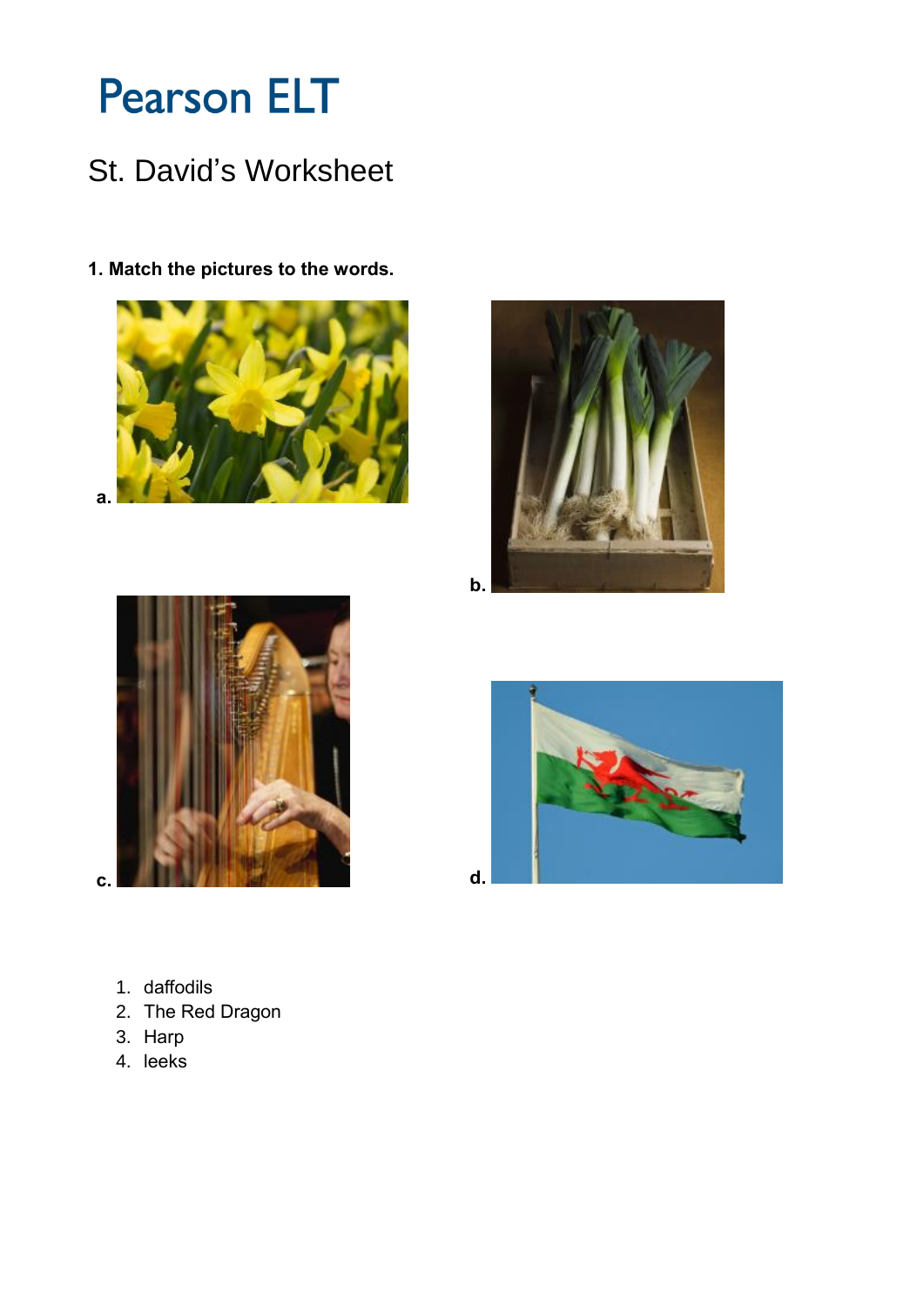# Pearson ELT

## St. David's Worksheet

**1. Match the pictures to the words.**

a.

b.

c.

d.

1. daffodils
2. The Red Dragon
3. Harp
4. leeks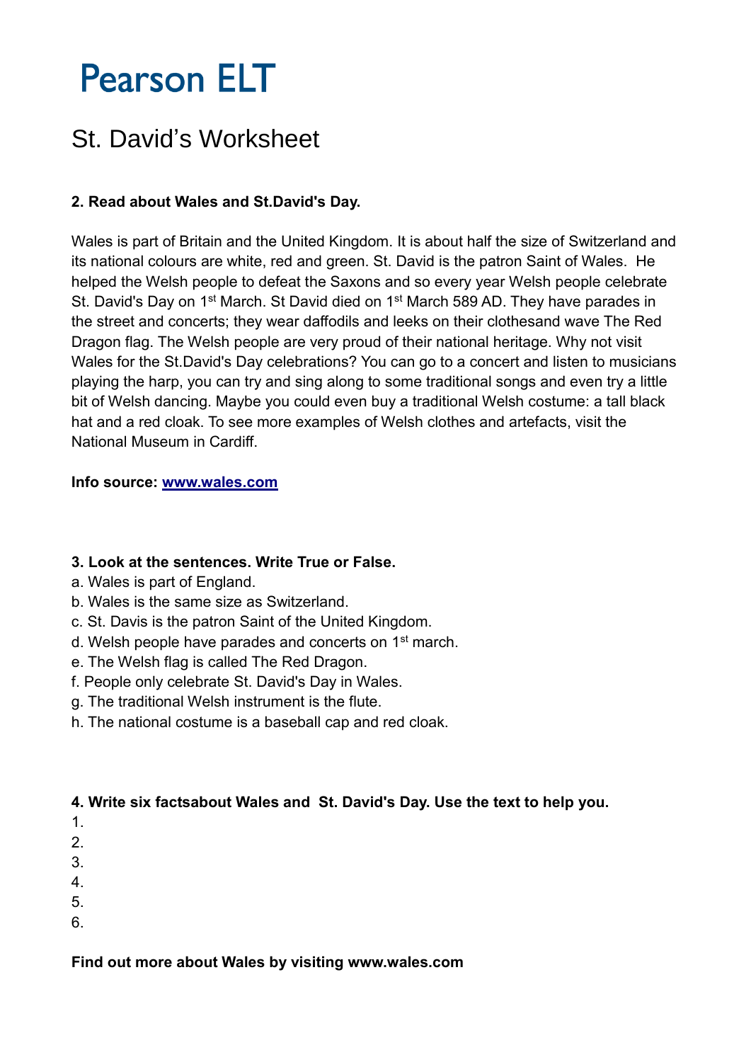# Pearson ELT

## St. David’s Worksheet

**2. Read about Wales and St.David's Day.**

Wales is part of Britain and the United Kingdom. It is about half the size of Switzerland and its national colours are white, red and green. St. David is the patron Saint of Wales. He helped the Welsh people to defeat the Saxons and so every year Welsh people celebrate St. David's Day on 1st March. St David died on 1st March 589 AD. They have parades in the street and concerts; they wear daffodils and leeks on their clothesand wave The Red Dragon flag. The Welsh people are very proud of their national heritage. Why not visit Wales for the St.David's Day celebrations? You can go to a concert and listen to musicians playing the harp, you can try and sing along to some traditional songs and even try a little bit of Welsh dancing. Maybe you could even buy a traditional Welsh costume: a tall black hat and a red cloak. To see more examples of Welsh clothes and artefacts, visit the National Museum in Cardiff.

**Info source: www.wales.com**

**3. Look at the sentences. Write True or False.**

a. Wales is part of England.
b. Wales is the same size as Switzerland.
c. St. Davis is the patron Saint of the United Kingdom.
d. Welsh people have parades and concerts on 1st march.
e. The Welsh flag is called The Red Dragon.
f. People only celebrate St. David's Day in Wales.
g. The traditional Welsh instrument is the flute.
h. The national costume is a baseball cap and red cloak.

**4. Write six factsabout Wales and St. David's Day. Use the text to help you.**

1.
2.
3.
4.
5.
6.

**Find out more about Wales by visiting www.wales.com**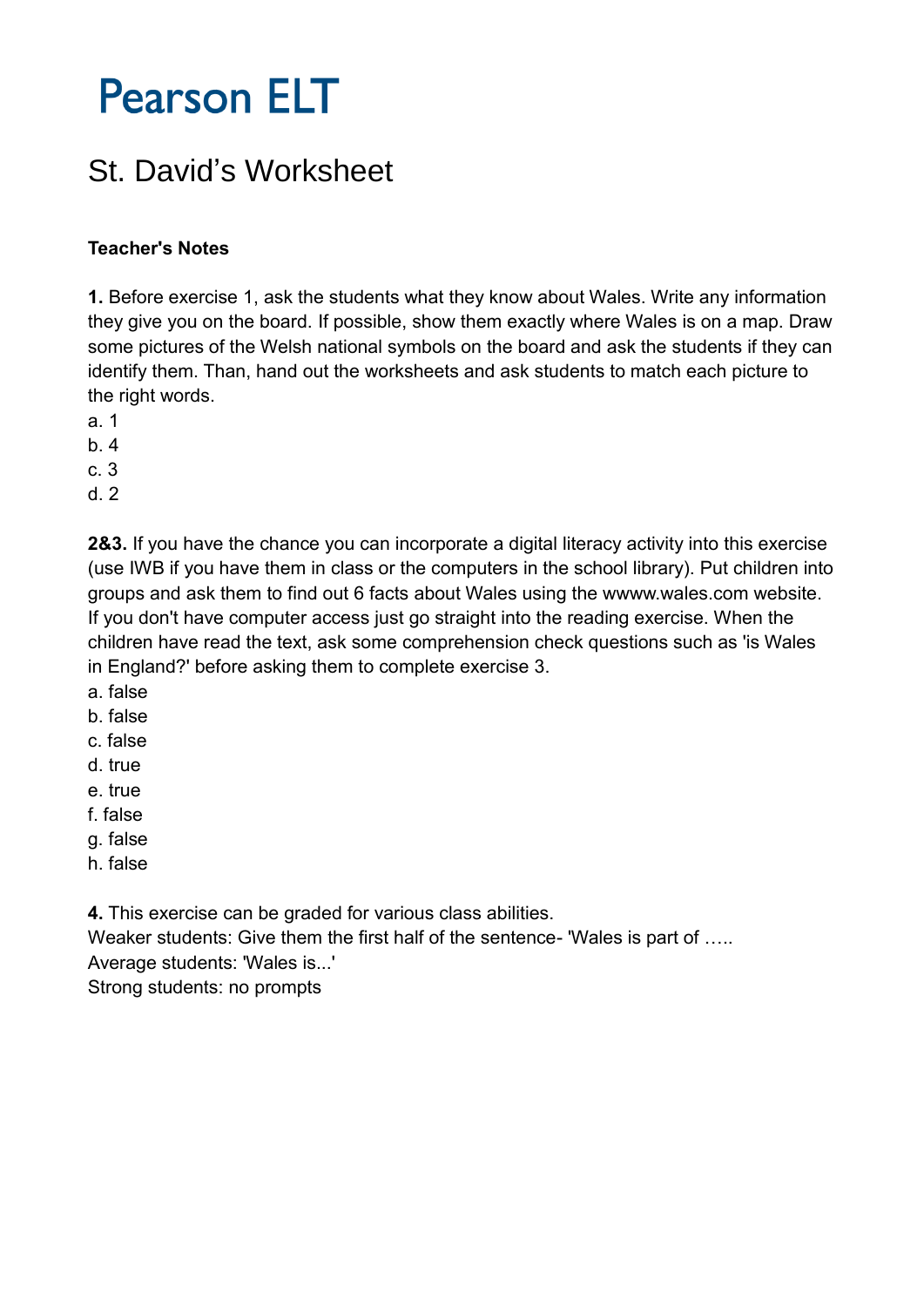# Pearson ELT

## St. David's Worksheet

**Teacher's Notes**

**1.** Before exercise 1, ask the students what they know about Wales. Write any information they give you on the board. If possible, show them exactly where Wales is on a map. Draw some pictures of the Welsh national symbols on the board and ask the students if they can identify them. Than, hand out the worksheets and ask students to match each picture to the right words.

a. 1
b. 4
c. 3
d. 2

**2&3.** If you have the chance you can incorporate a digital literacy activity into this exercise (use IWB if you have them in class or the computers in the school library). Put children into groups and ask them to find out 6 facts about Wales using the wwww.wales.com website. If you don't have computer access just go straight into the reading exercise. When the children have read the text, ask some comprehension check questions such as 'is Wales in England?' before asking them to complete exercise 3.

a. false
b. false
c. false
d. true
e. true
f. false
g. false
h. false

**4.** This exercise can be graded for various class abilities.
Weaker students: Give them the first half of the sentence- 'Wales is part of …..
Average students: 'Wales is...'
Strong students: no prompts